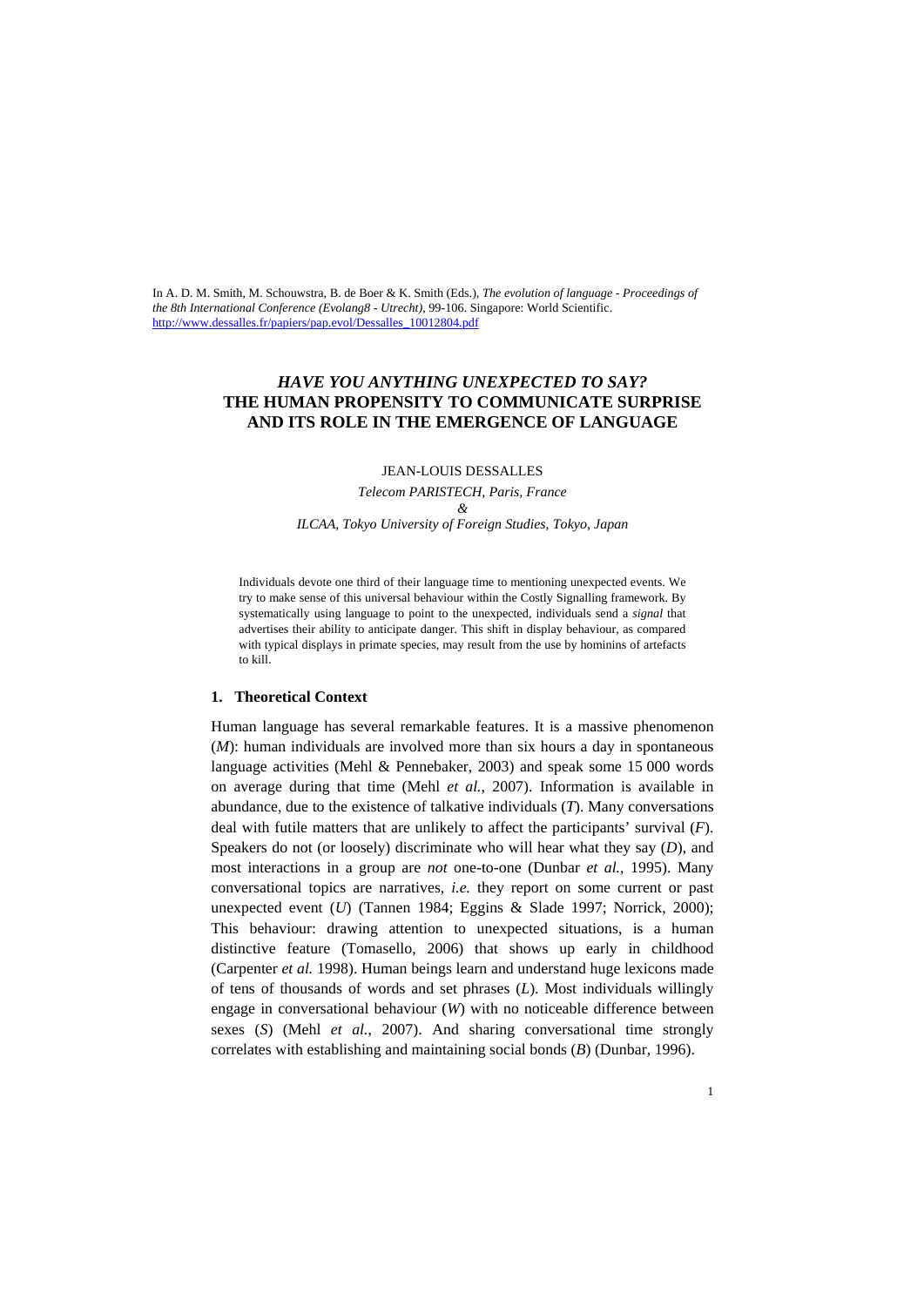In A. D. M. Smith, M. Schouwstra, B. de Boer & K. Smith (Eds.), *The evolution of language - Proceedings of the 8th International Conference (Evolang8 - Utrecht)*, 99-106. Singapore: World Scientific.
http://www.dessalles.fr/papiers/pap.evol/Dessalles_10012804.pdf

# *HAVE YOU ANYTHING UNEXPECTED TO SAY?* THE HUMAN PROPENSITY TO COMMUNICATE SURPRISE AND ITS ROLE IN THE EMERGENCE OF LANGUAGE

JEAN-LOUIS DESSALLES

*Telecom PARISTECH, Paris, France*
*&*
*ILCAA, Tokyo University of Foreign Studies, Tokyo, Japan*

Individuals devote one third of their language time to mentioning unexpected events. We try to make sense of this universal behaviour within the Costly Signalling framework. By systematically using language to point to the unexpected, individuals send a *signal* that advertises their ability to anticipate danger. This shift in display behaviour, as compared with typical displays in primate species, may result from the use by hominins of artefacts to kill.

## 1. Theoretical Context

Human language has several remarkable features. It is a massive phenomenon (*M*): human individuals are involved more than six hours a day in spontaneous language activities (Mehl & Pennebaker, 2003) and speak some 15 000 words on average during that time (Mehl *et al.*, 2007). Information is available in abundance, due to the existence of talkative individuals (*T*). Many conversations deal with futile matters that are unlikely to affect the participants' survival (*F*). Speakers do not (or loosely) discriminate who will hear what they say (*D*), and most interactions in a group are *not* one-to-one (Dunbar *et al.*, 1995). Many conversational topics are narratives, *i.e.* they report on some current or past unexpected event (*U*) (Tannen 1984; Eggins & Slade 1997; Norrick, 2000); This behaviour: drawing attention to unexpected situations, is a human distinctive feature (Tomasello, 2006) that shows up early in childhood (Carpenter *et al.* 1998). Human beings learn and understand huge lexicons made of tens of thousands of words and set phrases (*L*). Most individuals willingly engage in conversational behaviour (*W*) with no noticeable difference between sexes (*S*) (Mehl *et al.*, 2007). And sharing conversational time strongly correlates with establishing and maintaining social bonds (*B*) (Dunbar, 1996).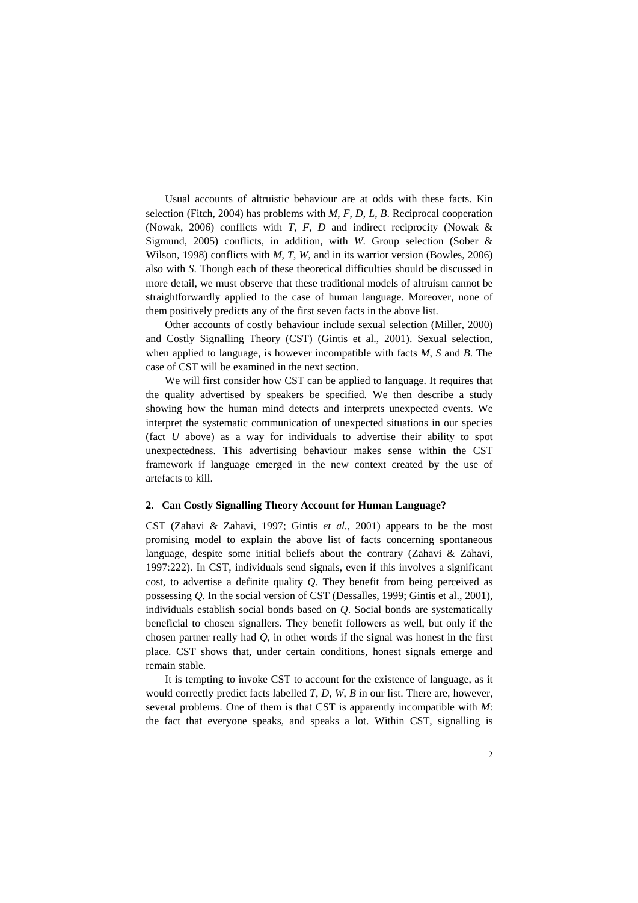Usual accounts of altruistic behaviour are at odds with these facts. Kin selection (Fitch, 2004) has problems with *M*, *F*, *D*, *L*, *B*. Reciprocal cooperation (Nowak, 2006) conflicts with *T*, *F*, *D* and indirect reciprocity (Nowak & Sigmund, 2005) conflicts, in addition, with *W*. Group selection (Sober & Wilson, 1998) conflicts with *M*, *T*, *W*, and in its warrior version (Bowles, 2006) also with *S*. Though each of these theoretical difficulties should be discussed in more detail, we must observe that these traditional models of altruism cannot be straightforwardly applied to the case of human language. Moreover, none of them positively predicts any of the first seven facts in the above list.

Other accounts of costly behaviour include sexual selection (Miller, 2000) and Costly Signalling Theory (CST) (Gintis et al., 2001). Sexual selection, when applied to language, is however incompatible with facts *M*, *S* and *B*. The case of CST will be examined in the next section.

We will first consider how CST can be applied to language. It requires that the quality advertised by speakers be specified. We then describe a study showing how the human mind detects and interprets unexpected events. We interpret the systematic communication of unexpected situations in our species (fact *U* above) as a way for individuals to advertise their ability to spot unexpectedness. This advertising behaviour makes sense within the CST framework if language emerged in the new context created by the use of artefacts to kill.

## 2. Can Costly Signalling Theory Account for Human Language?

CST (Zahavi & Zahavi, 1997; Gintis *et al.*, 2001) appears to be the most promising model to explain the above list of facts concerning spontaneous language, despite some initial beliefs about the contrary (Zahavi & Zahavi, 1997:222). In CST, individuals send signals, even if this involves a significant cost, to advertise a definite quality *Q*. They benefit from being perceived as possessing *Q*. In the social version of CST (Dessalles, 1999; Gintis et al., 2001), individuals establish social bonds based on *Q*. Social bonds are systematically beneficial to chosen signallers. They benefit followers as well, but only if the chosen partner really had *Q*, in other words if the signal was honest in the first place. CST shows that, under certain conditions, honest signals emerge and remain stable.

It is tempting to invoke CST to account for the existence of language, as it would correctly predict facts labelled *T*, *D*, *W*, *B* in our list. There are, however, several problems. One of them is that CST is apparently incompatible with *M*: the fact that everyone speaks, and speaks a lot. Within CST, signalling is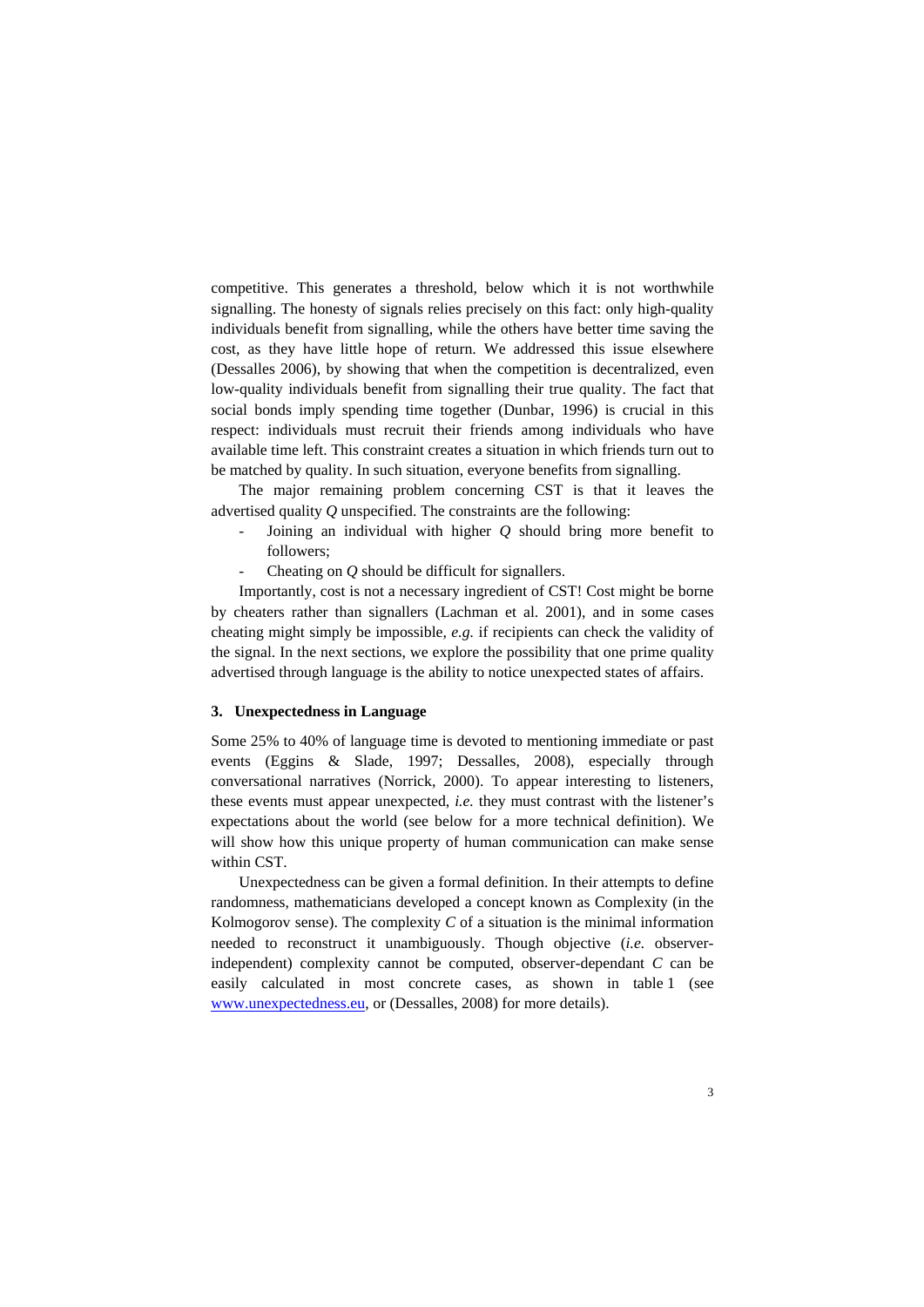competitive. This generates a threshold, below which it is not worthwhile signalling. The honesty of signals relies precisely on this fact: only high-quality individuals benefit from signalling, while the others have better time saving the cost, as they have little hope of return. We addressed this issue elsewhere (Dessalles 2006), by showing that when the competition is decentralized, even low-quality individuals benefit from signalling their true quality. The fact that social bonds imply spending time together (Dunbar, 1996) is crucial in this respect: individuals must recruit their friends among individuals who have available time left. This constraint creates a situation in which friends turn out to be matched by quality. In such situation, everyone benefits from signalling.

The major remaining problem concerning CST is that it leaves the advertised quality $Q$ unspecified. The constraints are the following:

- Joining an individual with higher $Q$ should bring more benefit to followers;
- Cheating on $Q$ should be difficult for signallers.

Importantly, cost is not a necessary ingredient of CST! Cost might be borne by cheaters rather than signallers (Lachman et al. 2001), and in some cases cheating might simply be impossible, *e.g.* if recipients can check the validity of the signal. In the next sections, we explore the possibility that one prime quality advertised through language is the ability to notice unexpected states of affairs.

### 3. Unexpectedness in Language

Some 25% to 40% of language time is devoted to mentioning immediate or past events (Eggins & Slade, 1997; Dessalles, 2008), especially through conversational narratives (Norrick, 2000). To appear interesting to listeners, these events must appear unexpected, *i.e.* they must contrast with the listener's expectations about the world (see below for a more technical definition). We will show how this unique property of human communication can make sense within CST.

Unexpectedness can be given a formal definition. In their attempts to define randomness, mathematicians developed a concept known as Complexity (in the Kolmogorov sense). The complexity $C$ of a situation is the minimal information needed to reconstruct it unambiguously. Though objective (*i.e.* observer-independent) complexity cannot be computed, observer-dependant $C$ can be easily calculated in most concrete cases, as shown in table 1 (see www.unexpectedness.eu, or (Dessalles, 2008) for more details).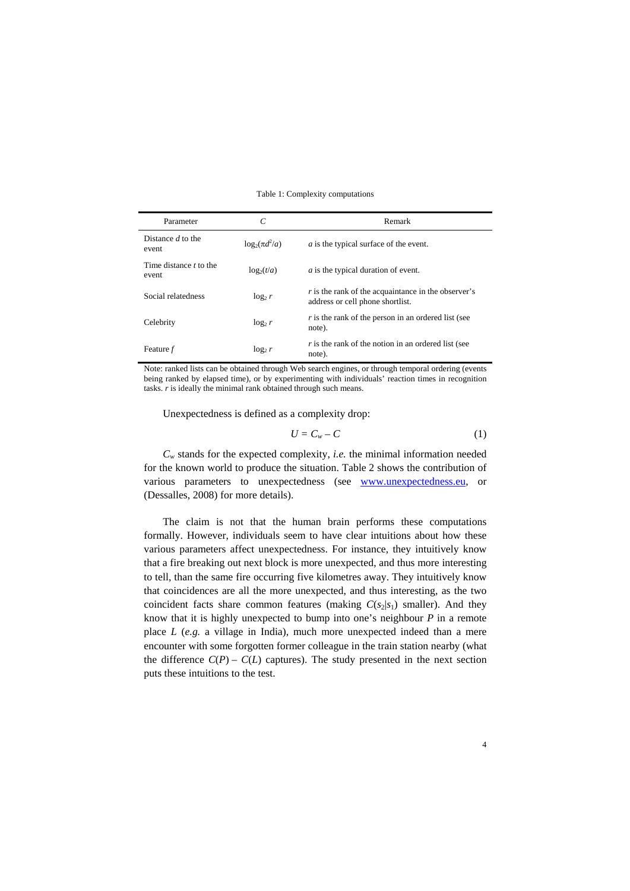Table 1: Complexity computations

| Parameter | $C$ | Remark |
|---|---|---|
| Distance $d$ to the event | $\log_2(\pi d^2/a)$ | $a$ is the typical surface of the event. |
| Time distance $t$ to the event | $\log_2(t/a)$ | $a$ is the typical duration of event. |
| Social relatedness | $\log_2 r$ | $r$ is the rank of the acquaintance in the observer's address or cell phone shortlist. |
| Celebrity | $\log_2 r$ | $r$ is the rank of the person in an ordered list (see note). |
| Feature $f$ | $\log_2 r$ | $r$ is the rank of the notion in an ordered list (see note). |

Note: ranked lists can be obtained through Web search engines, or through temporal ordering (events being ranked by elapsed time), or by experimenting with individuals' reaction times in recognition tasks. $r$ is ideally the minimal rank obtained through such means.

Unexpectedness is defined as a complexity drop:

$$U = C_w - C \tag{1}$$

$C_w$ stands for the expected complexity, *i.e.* the minimal information needed for the known world to produce the situation. Table 2 shows the contribution of various parameters to unexpectedness (see www.unexpectedness.eu, or (Dessalles, 2008) for more details).

The claim is not that the human brain performs these computations formally. However, individuals seem to have clear intuitions about how these various parameters affect unexpectedness. For instance, they intuitively know that a fire breaking out next block is more unexpected, and thus more interesting to tell, than the same fire occurring five kilometres away. They intuitively know that coincidences are all the more unexpected, and thus interesting, as the two coincident facts share common features (making $C(s_2|s_1)$ smaller). And they know that it is highly unexpected to bump into one's neighbour $P$ in a remote place $L$ (*e.g.* a village in India), much more unexpected indeed than a mere encounter with some forgotten former colleague in the train station nearby (what the difference $C(P) - C(L)$ captures). The study presented in the next section puts these intuitions to the test.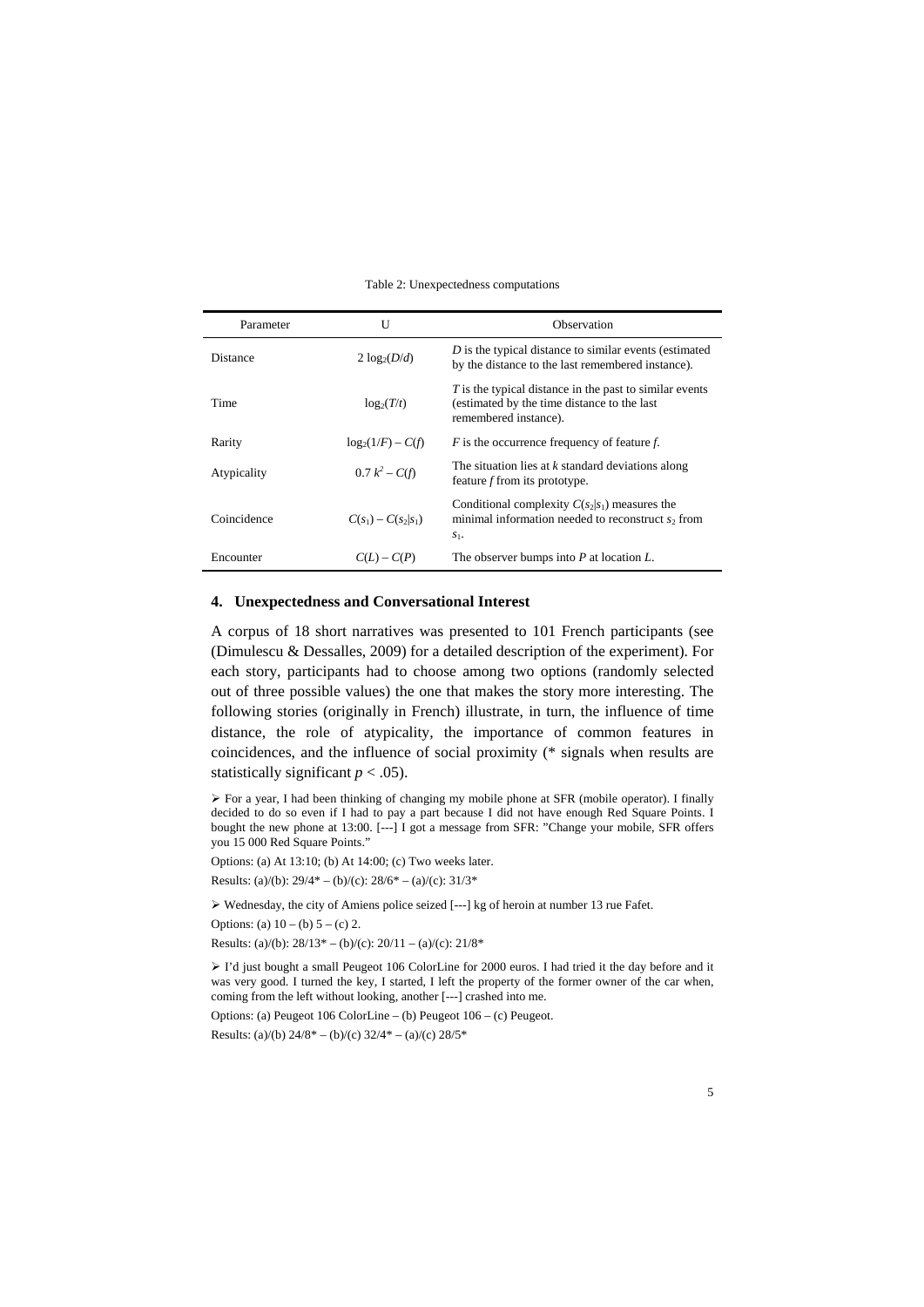Table 2: Unexpectedness computations

| Parameter | U | Observation |
| --- | --- | --- |
| Distance | $2 \log_2(D/d)$ | $D$ is the typical distance to similar events (estimated by the distance to the last remembered instance). |
| Time | $\log_2(T/t)$ | $T$ is the typical distance in the past to similar events (estimated by the time distance to the last remembered instance). |
| Rarity | $\log_2(1/F) - C(f)$ | $F$ is the occurrence frequency of feature $f$. |
| Atypicality | $0.7\, k^2 - C(f)$ | The situation lies at $k$ standard deviations along feature $f$ from its prototype. |
| Coincidence | $C(s_1) - C(s_2\|s_1)$ | Conditional complexity $C(s_2\|s_1)$ measures the minimal information needed to reconstruct $s_2$ from $s_1$. |
| Encounter | $C(L) - C(P)$ | The observer bumps into $P$ at location $L$. |

## 4. Unexpectedness and Conversational Interest

A corpus of 18 short narratives was presented to 101 French participants (see (Dimulescu & Dessalles, 2009) for a detailed description of the experiment). For each story, participants had to choose among two options (randomly selected out of three possible values) the one that makes the story more interesting. The following stories (originally in French) illustrate, in turn, the influence of time distance, the role of atypicality, the importance of common features in coincidences, and the influence of social proximity (* signals when results are statistically significant $p < .05$).

➢ For a year, I had been thinking of changing my mobile phone at SFR (mobile operator). I finally decided to do so even if I had to pay a part because I did not have enough Red Square Points. I bought the new phone at 13:00. [---] I got a message from SFR: "Change your mobile, SFR offers you 15 000 Red Square Points."

Options: (a) At 13:10; (b) At 14:00; (c) Two weeks later.

Results: (a)/(b): 29/4* – (b)/(c): 28/6* – (a)/(c): 31/3*

➢ Wednesday, the city of Amiens police seized [---] kg of heroin at number 13 rue Fafet.

Options: (a) 10 – (b) 5 – (c) 2.

Results: (a)/(b): 28/13* – (b)/(c): 20/11 – (a)/(c): 21/8*

➢ I'd just bought a small Peugeot 106 ColorLine for 2000 euros. I had tried it the day before and it was very good. I turned the key, I started, I left the property of the former owner of the car when, coming from the left without looking, another [---] crashed into me.

Options: (a) Peugeot 106 ColorLine – (b) Peugeot 106 – (c) Peugeot.

Results: (a)/(b) 24/8* – (b)/(c) 32/4* – (a)/(c) 28/5*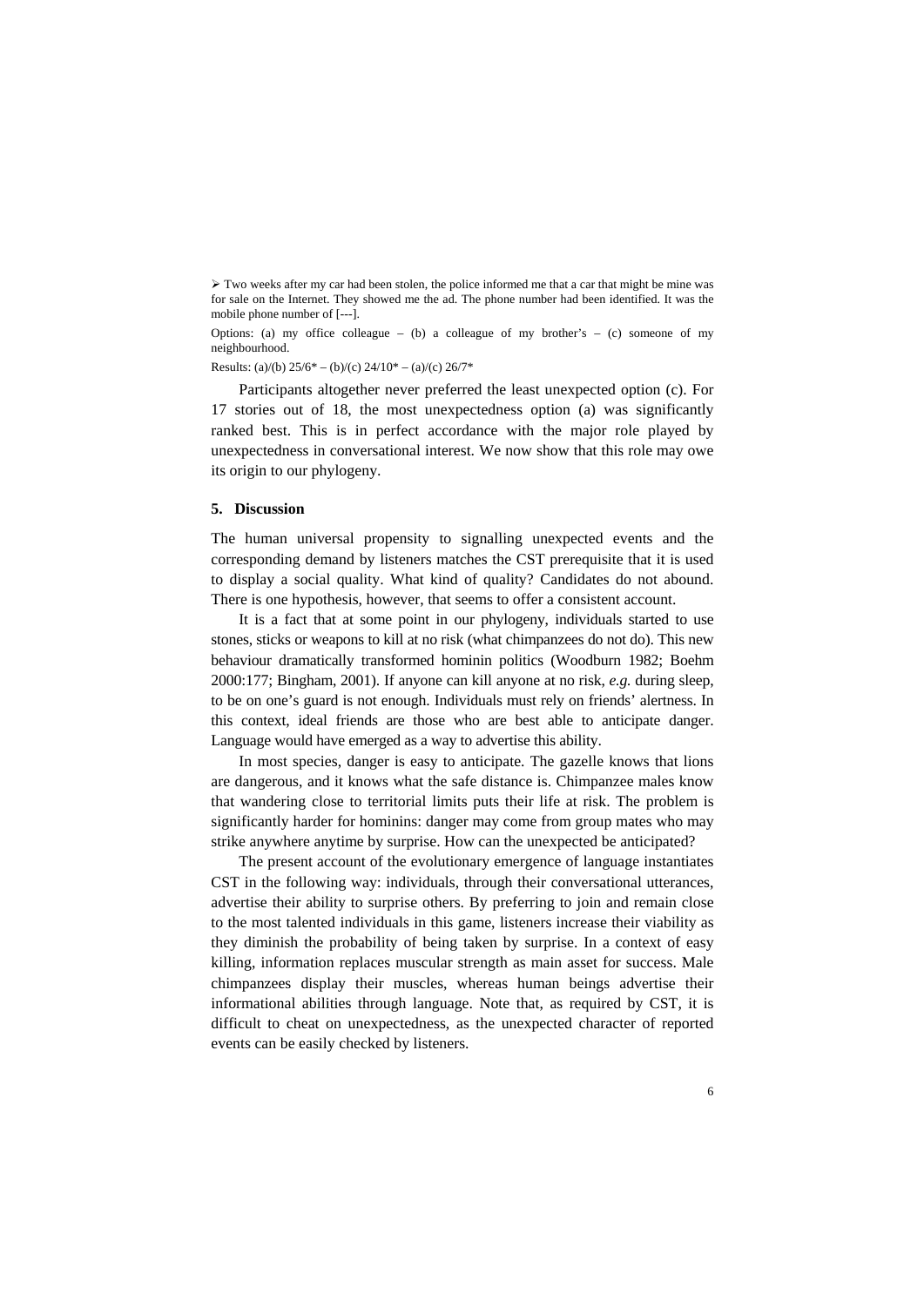➢ Two weeks after my car had been stolen, the police informed me that a car that might be mine was for sale on the Internet. They showed me the ad. The phone number had been identified. It was the mobile phone number of [---].

Options: (a) my office colleague – (b) a colleague of my brother's – (c) someone of my neighbourhood.

Results: (a)/(b) 25/6* – (b)/(c) 24/10* – (a)/(c) 26/7*

Participants altogether never preferred the least unexpected option (c). For 17 stories out of 18, the most unexpectedness option (a) was significantly ranked best. This is in perfect accordance with the major role played by unexpectedness in conversational interest. We now show that this role may owe its origin to our phylogeny.

## 5. Discussion

The human universal propensity to signalling unexpected events and the corresponding demand by listeners matches the CST prerequisite that it is used to display a social quality. What kind of quality? Candidates do not abound. There is one hypothesis, however, that seems to offer a consistent account.

It is a fact that at some point in our phylogeny, individuals started to use stones, sticks or weapons to kill at no risk (what chimpanzees do not do). This new behaviour dramatically transformed hominin politics (Woodburn 1982; Boehm 2000:177; Bingham, 2001). If anyone can kill anyone at no risk, *e.g.* during sleep, to be on one's guard is not enough. Individuals must rely on friends' alertness. In this context, ideal friends are those who are best able to anticipate danger. Language would have emerged as a way to advertise this ability.

In most species, danger is easy to anticipate. The gazelle knows that lions are dangerous, and it knows what the safe distance is. Chimpanzee males know that wandering close to territorial limits puts their life at risk. The problem is significantly harder for hominins: danger may come from group mates who may strike anywhere anytime by surprise. How can the unexpected be anticipated?

The present account of the evolutionary emergence of language instantiates CST in the following way: individuals, through their conversational utterances, advertise their ability to surprise others. By preferring to join and remain close to the most talented individuals in this game, listeners increase their viability as they diminish the probability of being taken by surprise. In a context of easy killing, information replaces muscular strength as main asset for success. Male chimpanzees display their muscles, whereas human beings advertise their informational abilities through language. Note that, as required by CST, it is difficult to cheat on unexpectedness, as the unexpected character of reported events can be easily checked by listeners.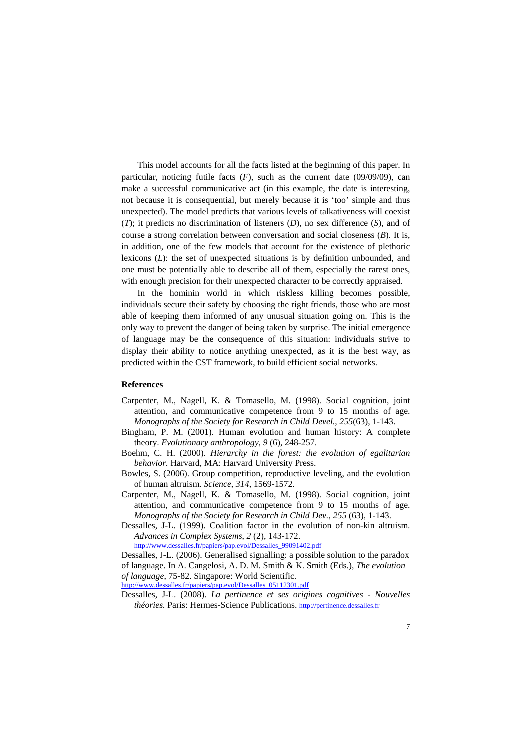This model accounts for all the facts listed at the beginning of this paper. In particular, noticing futile facts (*F*), such as the current date (09/09/09), can make a successful communicative act (in this example, the date is interesting, not because it is consequential, but merely because it is 'too' simple and thus unexpected). The model predicts that various levels of talkativeness will coexist (*T*); it predicts no discrimination of listeners (*D*), no sex difference (*S*), and of course a strong correlation between conversation and social closeness (*B*). It is, in addition, one of the few models that account for the existence of plethoric lexicons (*L*): the set of unexpected situations is by definition unbounded, and one must be potentially able to describe all of them, especially the rarest ones, with enough precision for their unexpected character to be correctly appraised.

In the hominin world in which riskless killing becomes possible, individuals secure their safety by choosing the right friends, those who are most able of keeping them informed of any unusual situation going on. This is the only way to prevent the danger of being taken by surprise. The initial emergence of language may be the consequence of this situation: individuals strive to display their ability to notice anything unexpected, as it is the best way, as predicted within the CST framework, to build efficient social networks.

## References

Carpenter, M., Nagell, K. & Tomasello, M. (1998). Social cognition, joint attention, and communicative competence from 9 to 15 months of age. *Monographs of the Society for Research in Child Devel.*, *255*(63), 1-143.

Bingham, P. M. (2001). Human evolution and human history: A complete theory. *Evolutionary anthropology*, *9* (6), 248-257.

Boehm, C. H. (2000). *Hierarchy in the forest: the evolution of egalitarian behavior*. Harvard, MA: Harvard University Press.

Bowles, S. (2006). Group competition, reproductive leveling, and the evolution of human altruism. *Science*, *314*, 1569-1572.

Carpenter, M., Nagell, K. & Tomasello, M. (1998). Social cognition, joint attention, and communicative competence from 9 to 15 months of age. *Monographs of the Society for Research in Child Dev.*, *255* (63), 1-143.

Dessalles, J-L. (1999). Coalition factor in the evolution of non-kin altruism. *Advances in Complex Systems*, *2* (2), 143-172. http://www.dessalles.fr/papiers/pap.evol/Dessalles_99091402.pdf

Dessalles, J-L. (2006). Generalised signalling: a possible solution to the paradox of language. In A. Cangelosi, A. D. M. Smith & K. Smith (Eds.), *The evolution of language*, 75-82. Singapore: World Scientific. http://www.dessalles.fr/papiers/pap.evol/Dessalles_05112301.pdf

Dessalles, J-L. (2008). *La pertinence et ses origines cognitives - Nouvelles théories.* Paris: Hermes-Science Publications. http://pertinence.dessalles.fr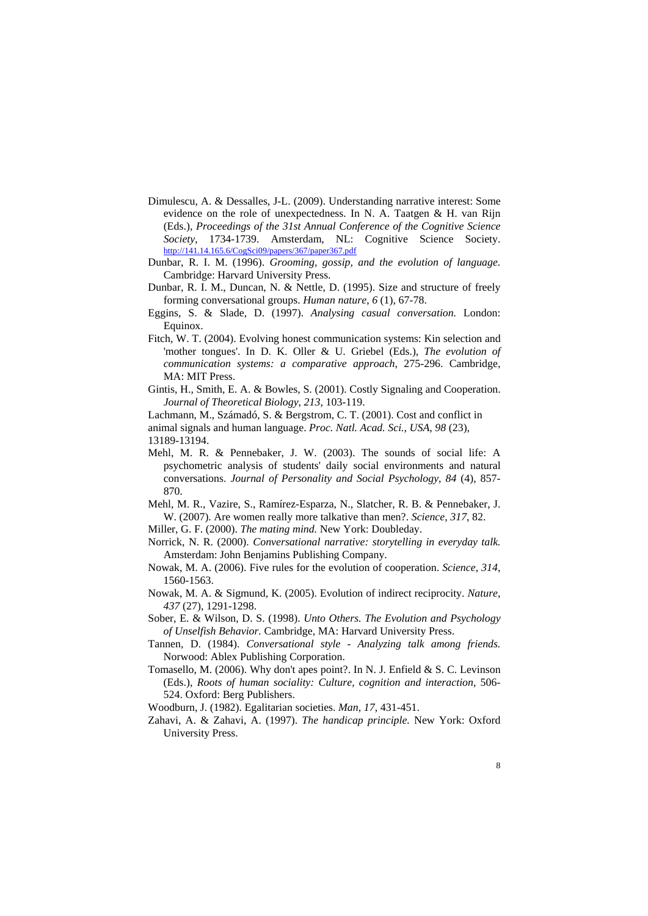Dimulescu, A. & Dessalles, J-L. (2009). Understanding narrative interest: Some evidence on the role of unexpectedness. In N. A. Taatgen & H. van Rijn (Eds.), *Proceedings of the 31st Annual Conference of the Cognitive Science Society*, 1734-1739. Amsterdam, NL: Cognitive Science Society. http://141.14.165.6/CogSci09/papers/367/paper367.pdf

Dunbar, R. I. M. (1996). *Grooming, gossip, and the evolution of language.* Cambridge: Harvard University Press.

Dunbar, R. I. M., Duncan, N. & Nettle, D. (1995). Size and structure of freely forming conversational groups. *Human nature*, *6* (1), 67-78.

Eggins, S. & Slade, D. (1997). *Analysing casual conversation.* London: Equinox.

Fitch, W. T. (2004). Evolving honest communication systems: Kin selection and 'mother tongues'. In D. K. Oller & U. Griebel (Eds.), *The evolution of communication systems: a comparative approach*, 275-296. Cambridge, MA: MIT Press.

Gintis, H., Smith, E. A. & Bowles, S. (2001). Costly Signaling and Cooperation. *Journal of Theoretical Biology*, *213*, 103-119.

Lachmann, M., Számadó, S. & Bergstrom, C. T. (2001). Cost and conflict in animal signals and human language. *Proc. Natl. Acad. Sci., USA*, *98* (23), 13189-13194.

Mehl, M. R. & Pennebaker, J. W. (2003). The sounds of social life: A psychometric analysis of students' daily social environments and natural conversations. *Journal of Personality and Social Psychology*, *84* (4), 857-870.

Mehl, M. R., Vazire, S., Ramírez-Esparza, N., Slatcher, R. B. & Pennebaker, J. W. (2007). Are women really more talkative than men?. *Science*, *317*, 82.

Miller, G. F. (2000). *The mating mind.* New York: Doubleday.

Norrick, N. R. (2000). *Conversational narrative: storytelling in everyday talk.* Amsterdam: John Benjamins Publishing Company.

Nowak, M. A. (2006). Five rules for the evolution of cooperation. *Science*, *314*, 1560-1563.

Nowak, M. A. & Sigmund, K. (2005). Evolution of indirect reciprocity. *Nature*, *437* (27), 1291-1298.

Sober, E. & Wilson, D. S. (1998). *Unto Others. The Evolution and Psychology of Unselfish Behavior.* Cambridge, MA: Harvard University Press.

Tannen, D. (1984). *Conversational style - Analyzing talk among friends.* Norwood: Ablex Publishing Corporation.

Tomasello, M. (2006). Why don't apes point?. In N. J. Enfield & S. C. Levinson (Eds.), *Roots of human sociality: Culture, cognition and interaction*, 506-524. Oxford: Berg Publishers.

Woodburn, J. (1982). Egalitarian societies. *Man*, *17*, 431-451.

Zahavi, A. & Zahavi, A. (1997). *The handicap principle.* New York: Oxford University Press.